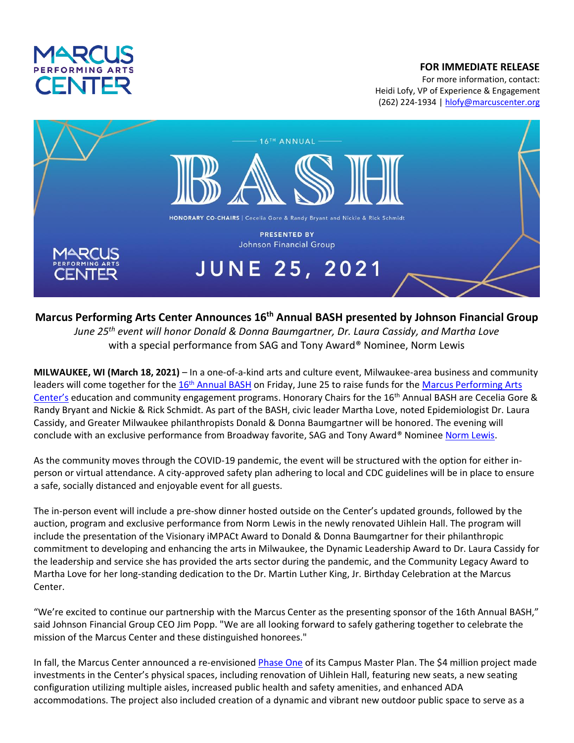**FOR IMMEDIATE RELEASE**
For more information, contact:
Heidi Lofy, VP of Experience & Engagement
(262) 224-1934 | hlofy@marcuscenter.org

16TH ANNUAL
BASH
HONORARY CO-CHAIRS | Cecelia Gore & Randy Bryant and Nickie & Rick Schmidt
PRESENTED BY
Johnson Financial Group
JUNE 25, 2021

# Marcus Performing Arts Center Announces 16th Annual BASH presented by Johnson Financial Group

*June 25th event will honor Donald & Donna Baumgartner, Dr. Laura Cassidy, and Martha Love*
with a special performance from SAG and Tony Award® Nominee, Norm Lewis

**MILWAUKEE, WI (March 18, 2021)** – In a one-of-a-kind arts and culture event, Milwaukee-area business and community leaders will come together for the 16th Annual BASH on Friday, June 25 to raise funds for the Marcus Performing Arts Center's education and community engagement programs. Honorary Chairs for the 16th Annual BASH are Cecelia Gore & Randy Bryant and Nickie & Rick Schmidt. As part of the BASH, civic leader Martha Love, noted Epidemiologist Dr. Laura Cassidy, and Greater Milwaukee philanthropists Donald & Donna Baumgartner will be honored. The evening will conclude with an exclusive performance from Broadway favorite, SAG and Tony Award® Nominee Norm Lewis.

As the community moves through the COVID-19 pandemic, the event will be structured with the option for either in-person or virtual attendance. A city-approved safety plan adhering to local and CDC guidelines will be in place to ensure a safe, socially distanced and enjoyable event for all guests.

The in-person event will include a pre-show dinner hosted outside on the Center's updated grounds, followed by the auction, program and exclusive performance from Norm Lewis in the newly renovated Uihlein Hall. The program will include the presentation of the Visionary iMPACt Award to Donald & Donna Baumgartner for their philanthropic commitment to developing and enhancing the arts in Milwaukee, the Dynamic Leadership Award to Dr. Laura Cassidy for the leadership and service she has provided the arts sector during the pandemic, and the Community Legacy Award to Martha Love for her long-standing dedication to the Dr. Martin Luther King, Jr. Birthday Celebration at the Marcus Center.

"We're excited to continue our partnership with the Marcus Center as the presenting sponsor of the 16th Annual BASH," said Johnson Financial Group CEO Jim Popp. "We are all looking forward to safely gathering together to celebrate the mission of the Marcus Center and these distinguished honorees."

In fall, the Marcus Center announced a re-envisioned Phase One of its Campus Master Plan. The $4 million project made investments in the Center's physical spaces, including renovation of Uihlein Hall, featuring new seats, a new seating configuration utilizing multiple aisles, increased public health and safety amenities, and enhanced ADA accommodations. The project also included creation of a dynamic and vibrant new outdoor public space to serve as a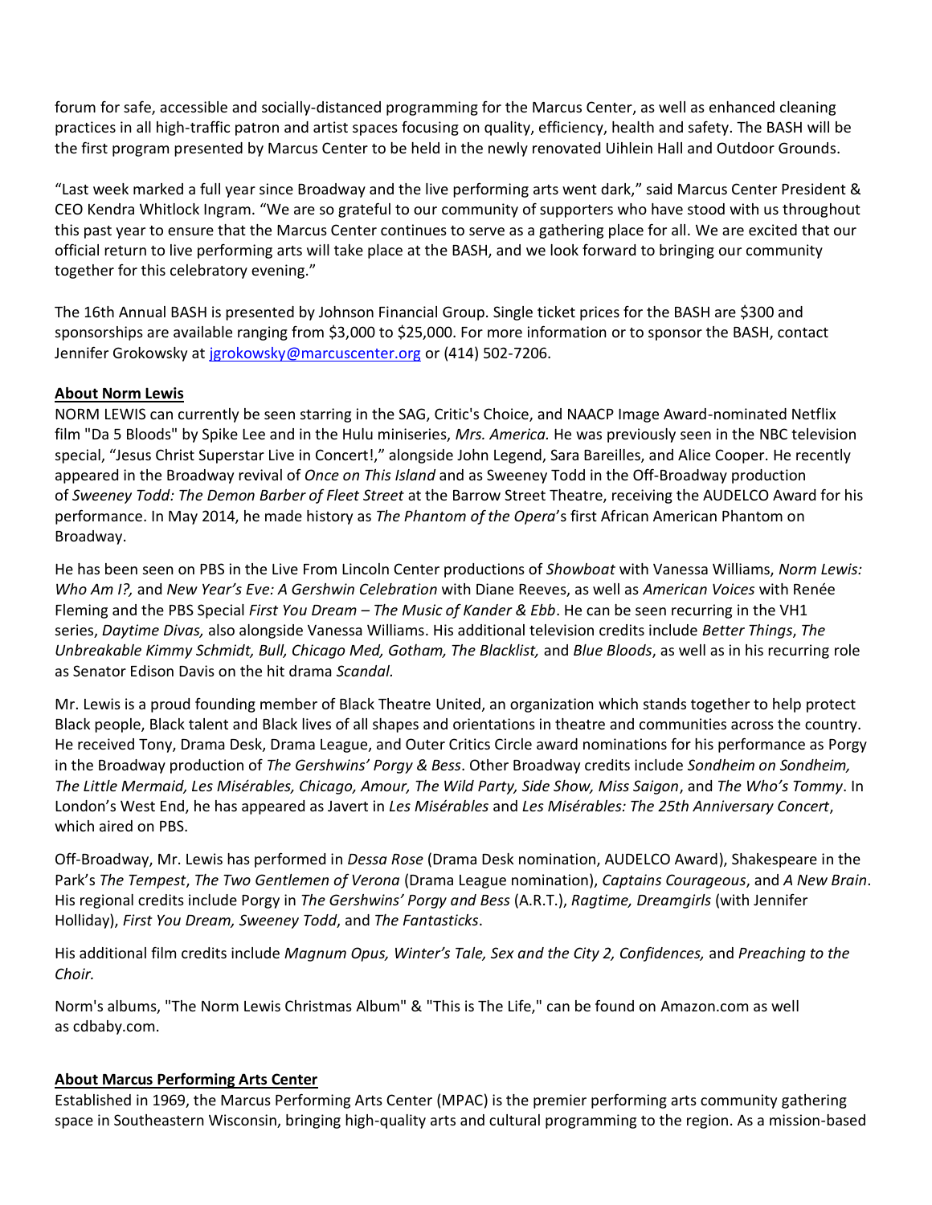forum for safe, accessible and socially-distanced programming for the Marcus Center, as well as enhanced cleaning practices in all high-traffic patron and artist spaces focusing on quality, efficiency, health and safety. The BASH will be the first program presented by Marcus Center to be held in the newly renovated Uihlein Hall and Outdoor Grounds.

"Last week marked a full year since Broadway and the live performing arts went dark," said Marcus Center President & CEO Kendra Whitlock Ingram. "We are so grateful to our community of supporters who have stood with us throughout this past year to ensure that the Marcus Center continues to serve as a gathering place for all. We are excited that our official return to live performing arts will take place at the BASH, and we look forward to bringing our community together for this celebratory evening."

The 16th Annual BASH is presented by Johnson Financial Group. Single ticket prices for the BASH are $300 and sponsorships are available ranging from $3,000 to $25,000. For more information or to sponsor the BASH, contact Jennifer Grokowsky at jgrokowsky@marcuscenter.org or (414) 502-7206.

**About Norm Lewis**

NORM LEWIS can currently be seen starring in the SAG, Critic's Choice, and NAACP Image Award-nominated Netflix film "Da 5 Bloods" by Spike Lee and in the Hulu miniseries, *Mrs. America.* He was previously seen in the NBC television special, "Jesus Christ Superstar Live in Concert!," alongside John Legend, Sara Bareilles, and Alice Cooper. He recently appeared in the Broadway revival of *Once on This Island* and as Sweeney Todd in the Off-Broadway production of *Sweeney Todd: The Demon Barber of Fleet Street* at the Barrow Street Theatre, receiving the AUDELCO Award for his performance. In May 2014, he made history as *The Phantom of the Opera*'s first African American Phantom on Broadway.

He has been seen on PBS in the Live From Lincoln Center productions of *Showboat* with Vanessa Williams, *Norm Lewis: Who Am I?,* and *New Year's Eve: A Gershwin Celebration* with Diane Reeves, as well as *American Voices* with Renée Fleming and the PBS Special *First You Dream – The Music of Kander & Ebb*. He can be seen recurring in the VH1 series, *Daytime Divas,* also alongside Vanessa Williams. His additional television credits include *Better Things*, *The Unbreakable Kimmy Schmidt, Bull, Chicago Med, Gotham, The Blacklist,* and *Blue Bloods*, as well as in his recurring role as Senator Edison Davis on the hit drama *Scandal.*

Mr. Lewis is a proud founding member of Black Theatre United, an organization which stands together to help protect Black people, Black talent and Black lives of all shapes and orientations in theatre and communities across the country. He received Tony, Drama Desk, Drama League, and Outer Critics Circle award nominations for his performance as Porgy in the Broadway production of *The Gershwins' Porgy & Bess*. Other Broadway credits include *Sondheim on Sondheim, The Little Mermaid, Les Misérables, Chicago, Amour, The Wild Party, Side Show, Miss Saigon*, and *The Who's Tommy*. In London's West End, he has appeared as Javert in *Les Misérables* and *Les Misérables: The 25th Anniversary Concert*, which aired on PBS.

Off-Broadway, Mr. Lewis has performed in *Dessa Rose* (Drama Desk nomination, AUDELCO Award), Shakespeare in the Park's *The Tempest*, *The Two Gentlemen of Verona* (Drama League nomination), *Captains Courageous*, and *A New Brain*. His regional credits include Porgy in *The Gershwins' Porgy and Bess* (A.R.T.), *Ragtime, Dreamgirls* (with Jennifer Holliday), *First You Dream, Sweeney Todd*, and *The Fantasticks*.

His additional film credits include *Magnum Opus, Winter's Tale, Sex and the City 2, Confidences,* and *Preaching to the Choir.*

Norm's albums, "The Norm Lewis Christmas Album" & "This is The Life," can be found on Amazon.com as well as cdbaby.com.

**About Marcus Performing Arts Center**

Established in 1969, the Marcus Performing Arts Center (MPAC) is the premier performing arts community gathering space in Southeastern Wisconsin, bringing high-quality arts and cultural programming to the region. As a mission-based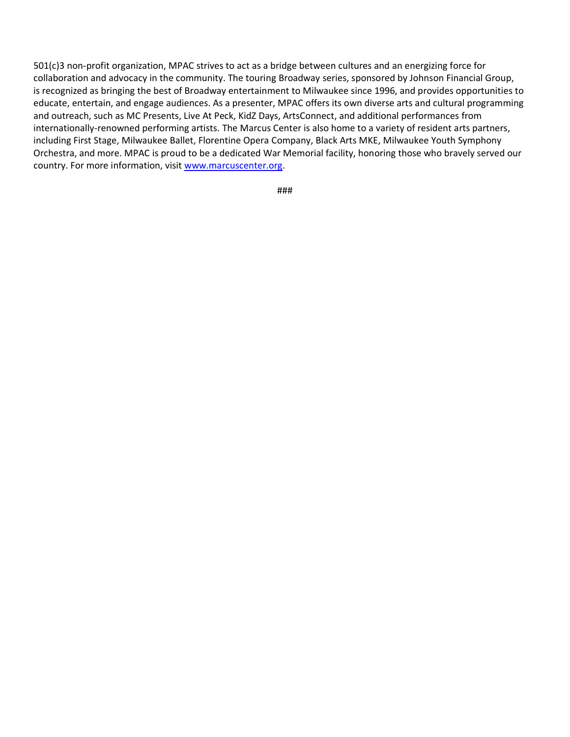501(c)3 non-profit organization, MPAC strives to act as a bridge between cultures and an energizing force for collaboration and advocacy in the community. The touring Broadway series, sponsored by Johnson Financial Group, is recognized as bringing the best of Broadway entertainment to Milwaukee since 1996, and provides opportunities to educate, entertain, and engage audiences. As a presenter, MPAC offers its own diverse arts and cultural programming and outreach, such as MC Presents, Live At Peck, KidZ Days, ArtsConnect, and additional performances from internationally-renowned performing artists. The Marcus Center is also home to a variety of resident arts partners, including First Stage, Milwaukee Ballet, Florentine Opera Company, Black Arts MKE, Milwaukee Youth Symphony Orchestra, and more. MPAC is proud to be a dedicated War Memorial facility, honoring those who bravely served our country. For more information, visit [www.marcuscenter.org](http://www.marcuscenter.org).

###